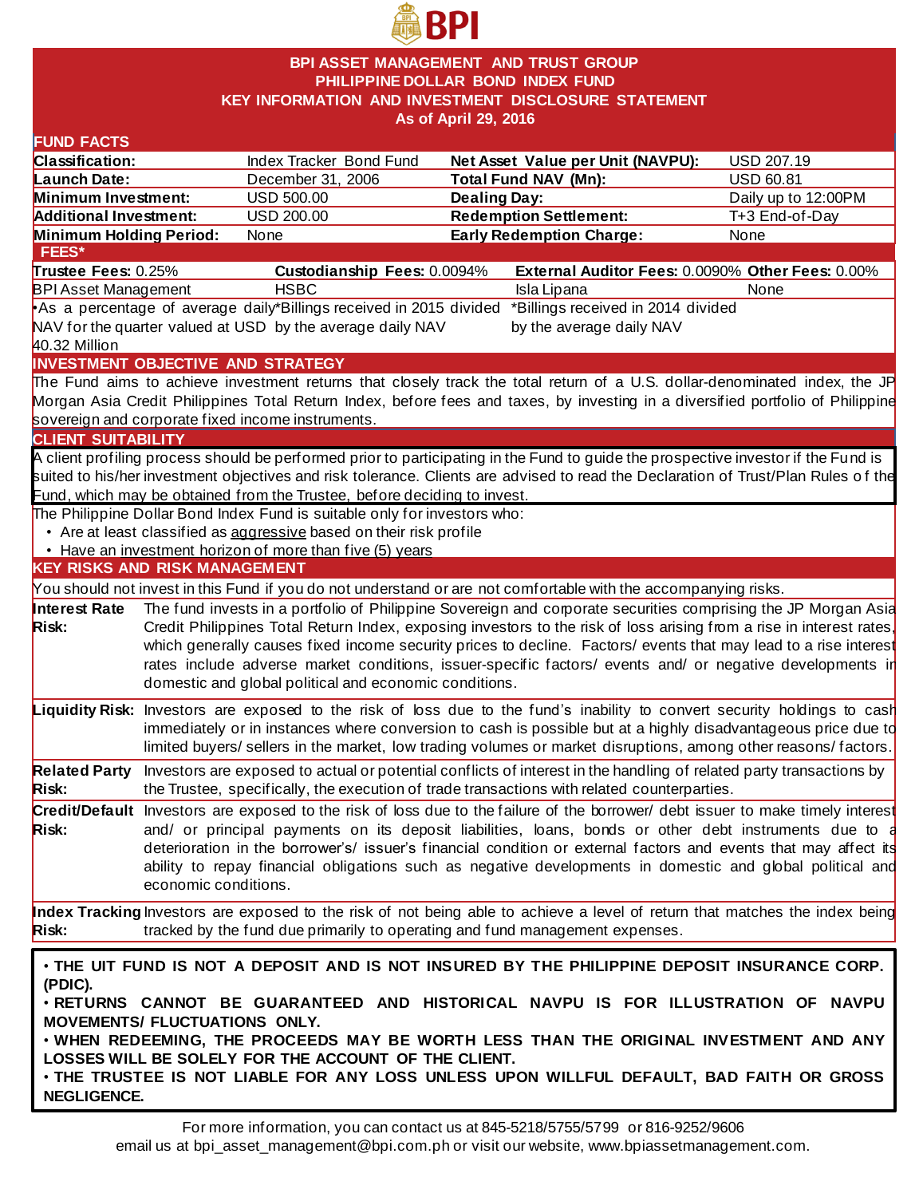BPI

# BPI ASSET MANAGEMENT AND TRUST GROUP
## PHILIPPINE DOLLAR BOND INDEX FUND
## KEY INFORMATION AND INVESTMENT DISCLOSURE STATEMENT
### As of April 29, 2016

## FUND FACTS

| | | | |
|---|---|---|---|
| **Classification:** | Index Tracker Bond Fund | **Net Asset Value per Unit (NAVPU):** | USD 207.19 |
| **Launch Date:** | December 31, 2006 | **Total Fund NAV (Mn):** | USD 60.81 |
| **Minimum Investment:** | USD 500.00 | **Dealing Day:** | Daily up to 12:00PM |
| **Additional Investment:** | USD 200.00 | **Redemption Settlement:** | T+3 End-of-Day |
| **Minimum Holding Period:** | None | **Early Redemption Charge:** | None |

## FEES*

| **Trustee Fees:** 0.25% | **Custodianship Fees:** 0.0094% | **External Auditor Fees:** 0.0090% | **Other Fees:** 0.00% |
|---|---|---|---|
| BPI Asset Management | HSBC | Isla Lipana | None |
| •As a percentage of average daily NAV for the quarter valued at USD 40.32 Million | *Billings received in 2015 divided by the average daily NAV | *Billings received in 2014 divided by the average daily NAV | |

## INVESTMENT OBJECTIVE AND STRATEGY

The Fund aims to achieve investment returns that closely track the total return of a U.S. dollar-denominated index, the JP Morgan Asia Credit Philippines Total Return Index, before fees and taxes, by investing in a diversified portfolio of Philippine sovereign and corporate fixed income instruments.

## CLIENT SUITABILITY

A client profiling process should be performed prior to participating in the Fund to guide the prospective investor if the Fund is suited to his/her investment objectives and risk tolerance. Clients are advised to read the Declaration of Trust/Plan Rules of the Fund, which may be obtained from the Trustee, before deciding to invest.

The Philippine Dollar Bond Index Fund is suitable only for investors who:

- Are at least classified as aggressive based on their risk profile
- Have an investment horizon of more than five (5) years

## KEY RISKS AND RISK MANAGEMENT

You should not invest in this Fund if you do not understand or are not comfortable with the accompanying risks.

**Interest Rate Risk:** The fund invests in a portfolio of Philippine Sovereign and corporate securities comprising the JP Morgan Asia Credit Philippines Total Return Index, exposing investors to the risk of loss arising from a rise in interest rates, which generally causes fixed income security prices to decline. Factors/ events that may lead to a rise interest rates include adverse market conditions, issuer-specific factors/ events and/ or negative developments in domestic and global political and economic conditions.

**Liquidity Risk:** Investors are exposed to the risk of loss due to the fund's inability to convert security holdings to cash immediately or in instances where conversion to cash is possible but at a highly disadvantageous price due to limited buyers/ sellers in the market, low trading volumes or market disruptions, among other reasons/ factors.

**Related Party Risk:** Investors are exposed to actual or potential conflicts of interest in the handling of related party transactions by the Trustee, specifically, the execution of trade transactions with related counterparties.

**Credit/Default Risk:** Investors are exposed to the risk of loss due to the failure of the borrower/ debt issuer to make timely interest and/ or principal payments on its deposit liabilities, loans, bonds or other debt instruments due to a deterioration in the borrower's/ issuer's financial condition or external factors and events that may affect its ability to repay financial obligations such as negative developments in domestic and global political and economic conditions.

**Index Tracking Risk:** Investors are exposed to the risk of not being able to achieve a level of return that matches the index being tracked by the fund due primarily to operating and fund management expenses.

**• THE UIT FUND IS NOT A DEPOSIT AND IS NOT INSURED BY THE PHILIPPINE DEPOSIT INSURANCE CORP. (PDIC).**
**• RETURNS CANNOT BE GUARANTEED AND HISTORICAL NAVPU IS FOR ILLUSTRATION OF NAVPU MOVEMENTS/ FLUCTUATIONS ONLY.**
**• WHEN REDEEMING, THE PROCEEDS MAY BE WORTH LESS THAN THE ORIGINAL INVESTMENT AND ANY LOSSES WILL BE SOLELY FOR THE ACCOUNT OF THE CLIENT.**
**• THE TRUSTEE IS NOT LIABLE FOR ANY LOSS UNLESS UPON WILLFUL DEFAULT, BAD FAITH OR GROSS NEGLIGENCE.**

For more information, you can contact us at 845-5218/5755/5799 or 816-9252/9606
email us at bpi_asset_management@bpi.com.ph or visit our website, www.bpiassetmanagement.com.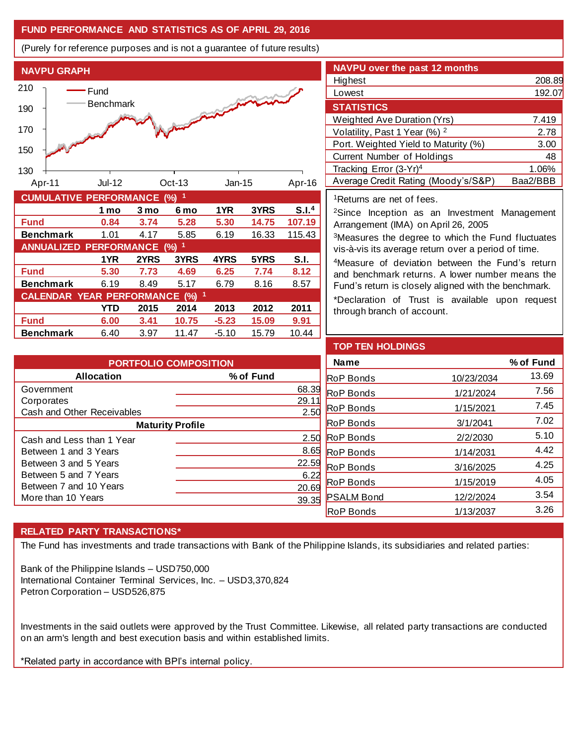## FUND PERFORMANCE AND STATISTICS AS OF APRIL 29, 2016

(Purely for reference purposes and is not a guarantee of future results)

### NAVPU GRAPH

### NAVPU over the past 12 months

| | |
|---|---|
| Highest | 208.89 |
| Lowest | 192.07 |

### STATISTICS

| | |
|---|---|
| Weighted Ave Duration (Yrs) | 7.419 |
| Volatility, Past 1 Year (%) [2] | 2.78 |
| Port. Weighted Yield to Maturity (%) | 3.00 |
| Current Number of Holdings | 48 |
| Tracking Error (3-Yr)[4] | 1.06% |
| Average Credit Rating (Moody's/S&P) | Baa2/BBB |

### CUMULATIVE PERFORMANCE (%) [1]

| | 1 mo | 3 mo | 6 mo | 1YR | 3YRS | S.I.[4] |
|---|---|---|---|---|---|---|
| **Fund** | 0.84 | 3.74 | 5.28 | 5.30 | 14.75 | 107.19 |
| **Benchmark** | 1.01 | 4.17 | 5.85 | 6.19 | 16.33 | 115.43 |

### ANNUALIZED PERFORMANCE (%) [1]

| | 1YR | 2YRS | 3YRS | 4YRS | 5YRS | S.I. |
|---|---|---|---|---|---|---|
| **Fund** | 5.30 | 7.73 | 4.69 | 6.25 | 7.74 | 8.12 |
| **Benchmark** | 6.19 | 8.49 | 5.17 | 6.79 | 8.16 | 8.57 |

### CALENDAR YEAR PERFORMANCE (%) [1]

| | YTD | 2015 | 2014 | 2013 | 2012 | 2011 |
|---|---|---|---|---|---|---|
| **Fund** | 6.00 | 3.41 | 10.75 | -5.23 | 15.09 | 9.91 |
| **Benchmark** | 6.40 | 3.97 | 11.47 | -5.10 | 15.79 | 10.44 |

[1]Returns are net of fees.

[2]Since Inception as an Investment Management Arrangement (IMA) on April 26, 2005

[3]Measures the degree to which the Fund fluctuates vis-à-vis its average return over a period of time.

[4]Measure of deviation between the Fund's return and benchmark returns. A lower number means the Fund's return is closely aligned with the benchmark.

*Declaration of Trust is available upon request through branch of account.

### PORTFOLIO COMPOSITION

| Allocation | % of Fund |
|---|---|
| Government | 68.39 |
| Corporates | 29.11 |
| Cash and Other Receivables | 2.50 |
| **Maturity Profile** | |
| Cash and Less than 1 Year | 2.50 |
| Between 1 and 3 Years | 8.65 |
| Between 3 and 5 Years | 22.59 |
| Between 5 and 7 Years | 6.22 |
| Between 7 and 10 Years | 20.69 |
| More than 10 Years | 39.35 |

### TOP TEN HOLDINGS

| Name | | % of Fund |
|---|---|---|
| RoP Bonds | 10/23/2034 | 13.69 |
| RoP Bonds | 1/21/2024 | 7.56 |
| RoP Bonds | 1/15/2021 | 7.45 |
| RoP Bonds | 3/1/2041 | 7.02 |
| RoP Bonds | 2/2/2030 | 5.10 |
| RoP Bonds | 1/14/2031 | 4.42 |
| RoP Bonds | 3/16/2025 | 4.25 |
| RoP Bonds | 1/15/2019 | 4.05 |
| PSALM Bond | 12/2/2024 | 3.54 |
| RoP Bonds | 1/13/2037 | 3.26 |

### RELATED PARTY TRANSACTIONS*

The Fund has investments and trade transactions with Bank of the Philippine Islands, its subsidiaries and related parties:

Bank of the Philippine Islands – USD750,000
International Container Terminal Services, Inc. – USD3,370,824
Petron Corporation – USD526,875

Investments in the said outlets were approved by the Trust Committee. Likewise, all related party transactions are conducted on an arm's length and best execution basis and within established limits.

*Related party in accordance with BPI's internal policy.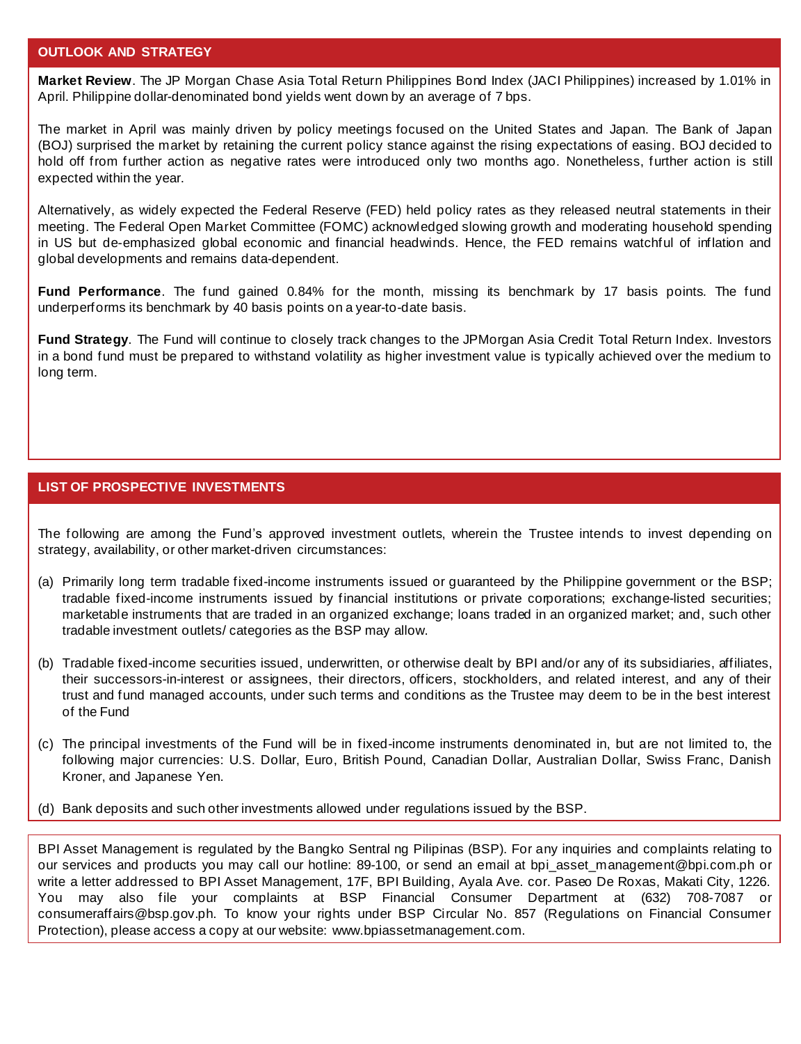## OUTLOOK AND STRATEGY

**Market Review**. The JP Morgan Chase Asia Total Return Philippines Bond Index (JACI Philippines) increased by 1.01% in April. Philippine dollar-denominated bond yields went down by an average of 7 bps.

The market in April was mainly driven by policy meetings focused on the United States and Japan. The Bank of Japan (BOJ) surprised the market by retaining the current policy stance against the rising expectations of easing. BOJ decided to hold off from further action as negative rates were introduced only two months ago. Nonetheless, further action is still expected within the year.

Alternatively, as widely expected the Federal Reserve (FED) held policy rates as they released neutral statements in their meeting. The Federal Open Market Committee (FOMC) acknowledged slowing growth and moderating household spending in US but de-emphasized global economic and financial headwinds. Hence, the FED remains watchful of inflation and global developments and remains data-dependent.

**Fund Performance**. The fund gained 0.84% for the month, missing its benchmark by 17 basis points. The fund underperforms its benchmark by 40 basis points on a year-to-date basis.

**Fund Strategy**. The Fund will continue to closely track changes to the JPMorgan Asia Credit Total Return Index. Investors in a bond fund must be prepared to withstand volatility as higher investment value is typically achieved over the medium to long term.

## LIST OF PROSPECTIVE INVESTMENTS

The following are among the Fund's approved investment outlets, wherein the Trustee intends to invest depending on strategy, availability, or other market-driven circumstances:

(a) Primarily long term tradable fixed-income instruments issued or guaranteed by the Philippine government or the BSP; tradable fixed-income instruments issued by financial institutions or private corporations; exchange-listed securities; marketable instruments that are traded in an organized exchange; loans traded in an organized market; and, such other tradable investment outlets/ categories as the BSP may allow.

(b) Tradable fixed-income securities issued, underwritten, or otherwise dealt by BPI and/or any of its subsidiaries, affiliates, their successors-in-interest or assignees, their directors, officers, stockholders, and related interest, and any of their trust and fund managed accounts, under such terms and conditions as the Trustee may deem to be in the best interest of the Fund

(c) The principal investments of the Fund will be in fixed-income instruments denominated in, but are not limited to, the following major currencies: U.S. Dollar, Euro, British Pound, Canadian Dollar, Australian Dollar, Swiss Franc, Danish Kroner, and Japanese Yen.

(d) Bank deposits and such other investments allowed under regulations issued by the BSP.

BPI Asset Management is regulated by the Bangko Sentral ng Pilipinas (BSP). For any inquiries and complaints relating to our services and products you may call our hotline: 89-100, or send an email at bpi_asset_management@bpi.com.ph or write a letter addressed to BPI Asset Management, 17F, BPI Building, Ayala Ave. cor. Paseo De Roxas, Makati City, 1226. You may also file your complaints at BSP Financial Consumer Department at (632) 708-7087 or consumeraffairs@bsp.gov.ph. To know your rights under BSP Circular No. 857 (Regulations on Financial Consumer Protection), please access a copy at our website: www.bpiassetmanagement.com.